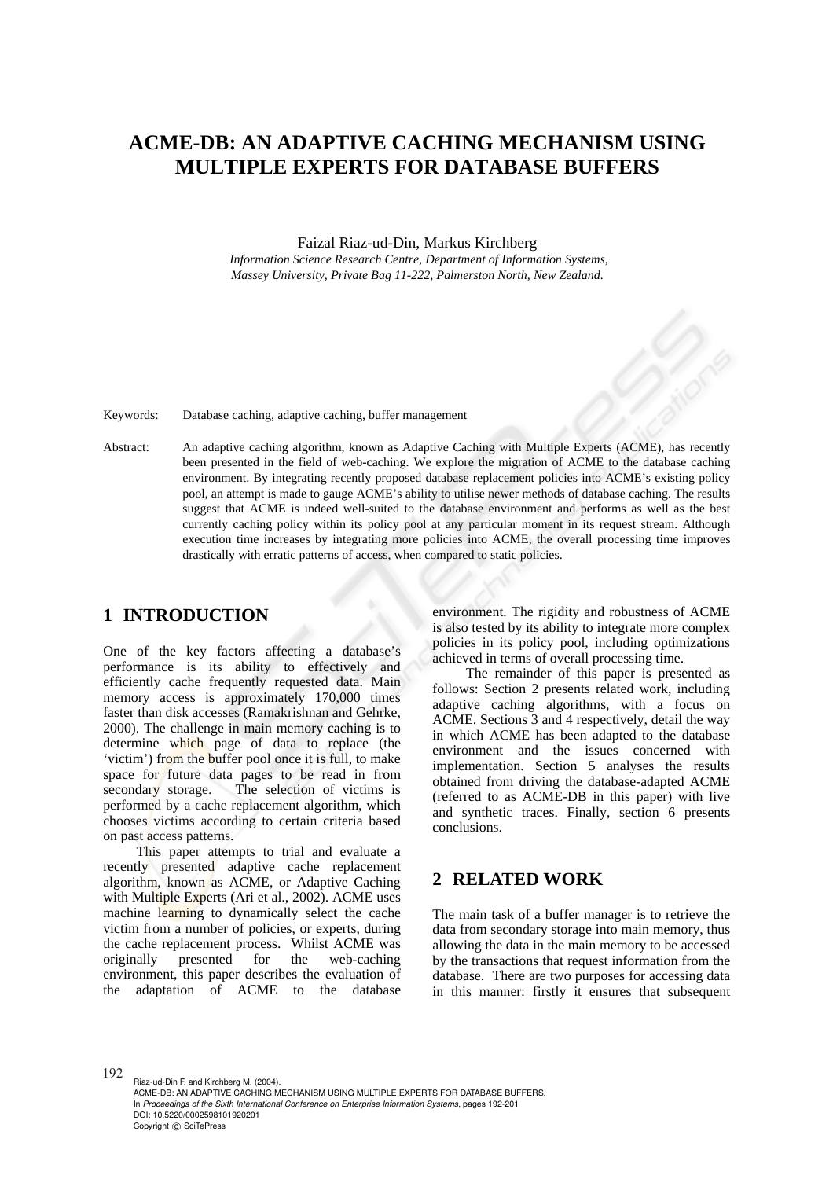# ACME-DB: AN ADAPTIVE CACHING MECHANISM USING MULTIPLE EXPERTS FOR DATABASE BUFFERS

Faizal Riaz-ud-Din, Markus Kirchberg

*Information Science Research Centre, Department of Information Systems, Massey University, Private Bag 11-222, Palmerston North, New Zealand.*

Keywords: Database caching, adaptive caching, buffer management

Abstract: An adaptive caching algorithm, known as Adaptive Caching with Multiple Experts (ACME), has recently been presented in the field of web-caching. We explore the migration of ACME to the database caching environment. By integrating recently proposed database replacement policies into ACME's existing policy pool, an attempt is made to gauge ACME's ability to utilise newer methods of database caching. The results suggest that ACME is indeed well-suited to the database environment and performs as well as the best currently caching policy within its policy pool at any particular moment in its request stream. Although execution time increases by integrating more policies into ACME, the overall processing time improves drastically with erratic patterns of access, when compared to static policies.

## 1 INTRODUCTION

One of the key factors affecting a database's performance is its ability to effectively and efficiently cache frequently requested data. Main memory access is approximately 170,000 times faster than disk accesses (Ramakrishnan and Gehrke, 2000). The challenge in main memory caching is to determine which page of data to replace (the 'victim') from the buffer pool once it is full, to make space for future data pages to be read in from secondary storage. The selection of victims is performed by a cache replacement algorithm, which chooses victims according to certain criteria based on past access patterns.

This paper attempts to trial and evaluate a recently presented adaptive cache replacement algorithm, known as ACME, or Adaptive Caching with Multiple Experts (Ari et al., 2002). ACME uses machine learning to dynamically select the cache victim from a number of policies, or experts, during the cache replacement process. Whilst ACME was originally presented for the web-caching environment, this paper describes the evaluation of the adaptation of ACME to the database environment. The rigidity and robustness of ACME is also tested by its ability to integrate more complex policies in its policy pool, including optimizations achieved in terms of overall processing time.

The remainder of this paper is presented as follows: Section 2 presents related work, including adaptive caching algorithms, with a focus on ACME. Sections 3 and 4 respectively, detail the way in which ACME has been adapted to the database environment and the issues concerned with implementation. Section 5 analyses the results obtained from driving the database-adapted ACME (referred to as ACME-DB in this paper) with live and synthetic traces. Finally, section 6 presents conclusions.

## 2 RELATED WORK

The main task of a buffer manager is to retrieve the data from secondary storage into main memory, thus allowing the data in the main memory to be accessed by the transactions that request information from the database. There are two purposes for accessing data in this manner: firstly it ensures that subsequent

Riaz-ud-Din F. and Kirchberg M. (2004).
ACME-DB: AN ADAPTIVE CACHING MECHANISM USING MULTIPLE EXPERTS FOR DATABASE BUFFERS.
In *Proceedings of the Sixth International Conference on Enterprise Information Systems*, pages 192-201
DOI: 10.5220/0002598101920201
Copyright © SciTePress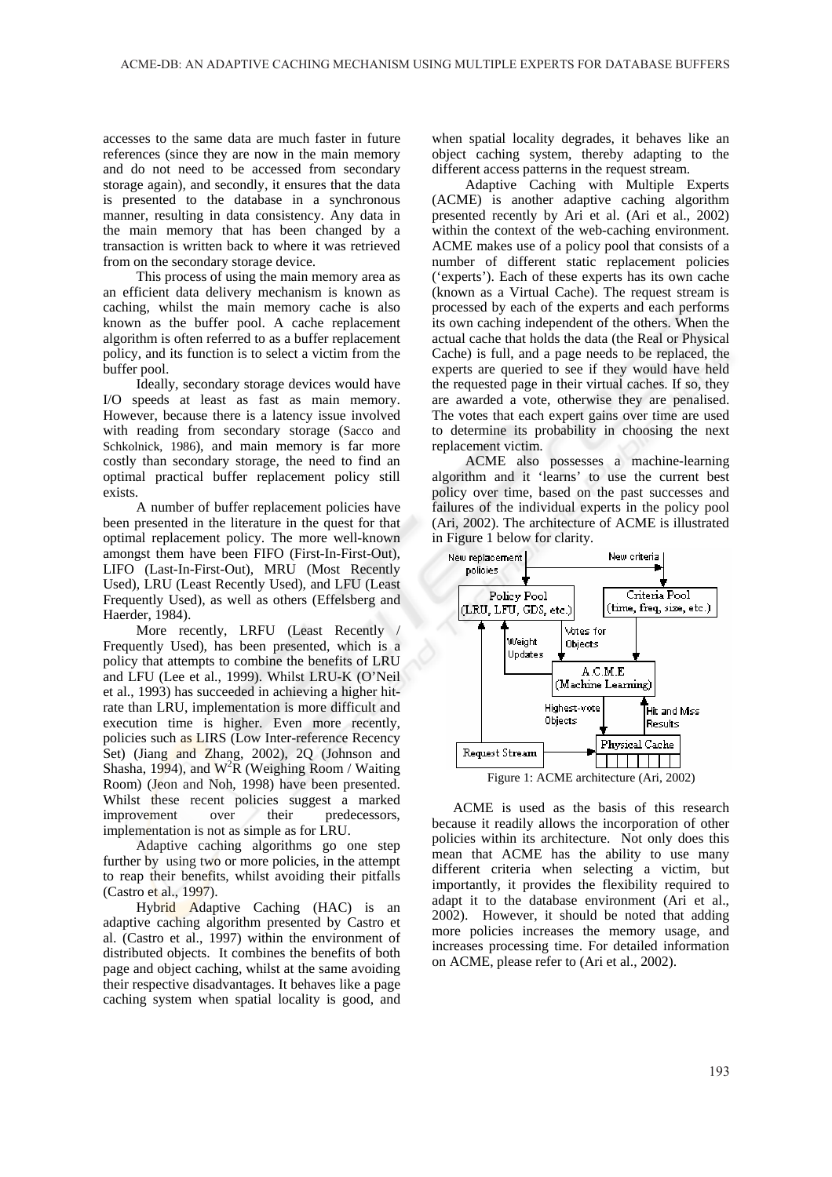accesses to the same data are much faster in future references (since they are now in the main memory and do not need to be accessed from secondary storage again), and secondly, it ensures that the data is presented to the database in a synchronous manner, resulting in data consistency. Any data in the main memory that has been changed by a transaction is written back to where it was retrieved from on the secondary storage device.

This process of using the main memory area as an efficient data delivery mechanism is known as caching, whilst the main memory cache is also known as the buffer pool. A cache replacement algorithm is often referred to as a buffer replacement policy, and its function is to select a victim from the buffer pool.

Ideally, secondary storage devices would have I/O speeds at least as fast as main memory. However, because there is a latency issue involved with reading from secondary storage (Sacco and Schkolnick, 1986), and main memory is far more costly than secondary storage, the need to find an optimal practical buffer replacement policy still exists.

A number of buffer replacement policies have been presented in the literature in the quest for that optimal replacement policy. The more well-known amongst them have been FIFO (First-In-First-Out), LIFO (Last-In-First-Out), MRU (Most Recently Used), LRU (Least Recently Used), and LFU (Least Frequently Used), as well as others (Effelsberg and Haerder, 1984).

More recently, LRFU (Least Recently / Frequently Used), has been presented, which is a policy that attempts to combine the benefits of LRU and LFU (Lee et al., 1999). Whilst LRU-K (O'Neil et al., 1993) has succeeded in achieving a higher hit-rate than LRU, implementation is more difficult and execution time is higher. Even more recently, policies such as LIRS (Low Inter-reference Recency Set) (Jiang and Zhang, 2002), 2Q (Johnson and Shasha, 1994), and $W^2R$ (Weighing Room / Waiting Room) (Jeon and Noh, 1998) have been presented. Whilst these recent policies suggest a marked improvement over their predecessors, implementation is not as simple as for LRU.

Adaptive caching algorithms go one step further by using two or more policies, in the attempt to reap their benefits, whilst avoiding their pitfalls (Castro et al., 1997).

Hybrid Adaptive Caching (HAC) is an adaptive caching algorithm presented by Castro et al. (Castro et al., 1997) within the environment of distributed objects. It combines the benefits of both page and object caching, whilst at the same avoiding their respective disadvantages. It behaves like a page caching system when spatial locality is good, and when spatial locality degrades, it behaves like an object caching system, thereby adapting to the different access patterns in the request stream.

Adaptive Caching with Multiple Experts (ACME) is another adaptive caching algorithm presented recently by Ari et al. (Ari et al., 2002) within the context of the web-caching environment. ACME makes use of a policy pool that consists of a number of different static replacement policies ('experts'). Each of these experts has its own cache (known as a Virtual Cache). The request stream is processed by each of the experts and each performs its own caching independent of the others. When the actual cache that holds the data (the Real or Physical Cache) is full, and a page needs to be replaced, the experts are queried to see if they would have held the requested page in their virtual caches. If so, they are awarded a vote, otherwise they are penalised. The votes that each expert gains over time are used to determine its probability in choosing the next replacement victim.

ACME also possesses a machine-learning algorithm and it 'learns' to use the current best policy over time, based on the past successes and failures of the individual experts in the policy pool (Ari, 2002). The architecture of ACME is illustrated in Figure 1 below for clarity.

New replacement policies
New criteria
Policy Pool (LRU, LFU, GDS, etc.)
Criteria Pool (time, freq, size, etc.)
Weight Updates
Votes for Objects
A.C.M.E (Machine Learning)
Highest-vote Objects
Hit and Miss Results
Request Stream
Physical Cache

Figure 1: ACME architecture (Ari, 2002)

ACME is used as the basis of this research because it readily allows the incorporation of other policies within its architecture. Not only does this mean that ACME has the ability to use many different criteria when selecting a victim, but importantly, it provides the flexibility required to adapt it to the database environment (Ari et al., 2002). However, it should be noted that adding more policies increases the memory usage, and increases processing time. For detailed information on ACME, please refer to (Ari et al., 2002).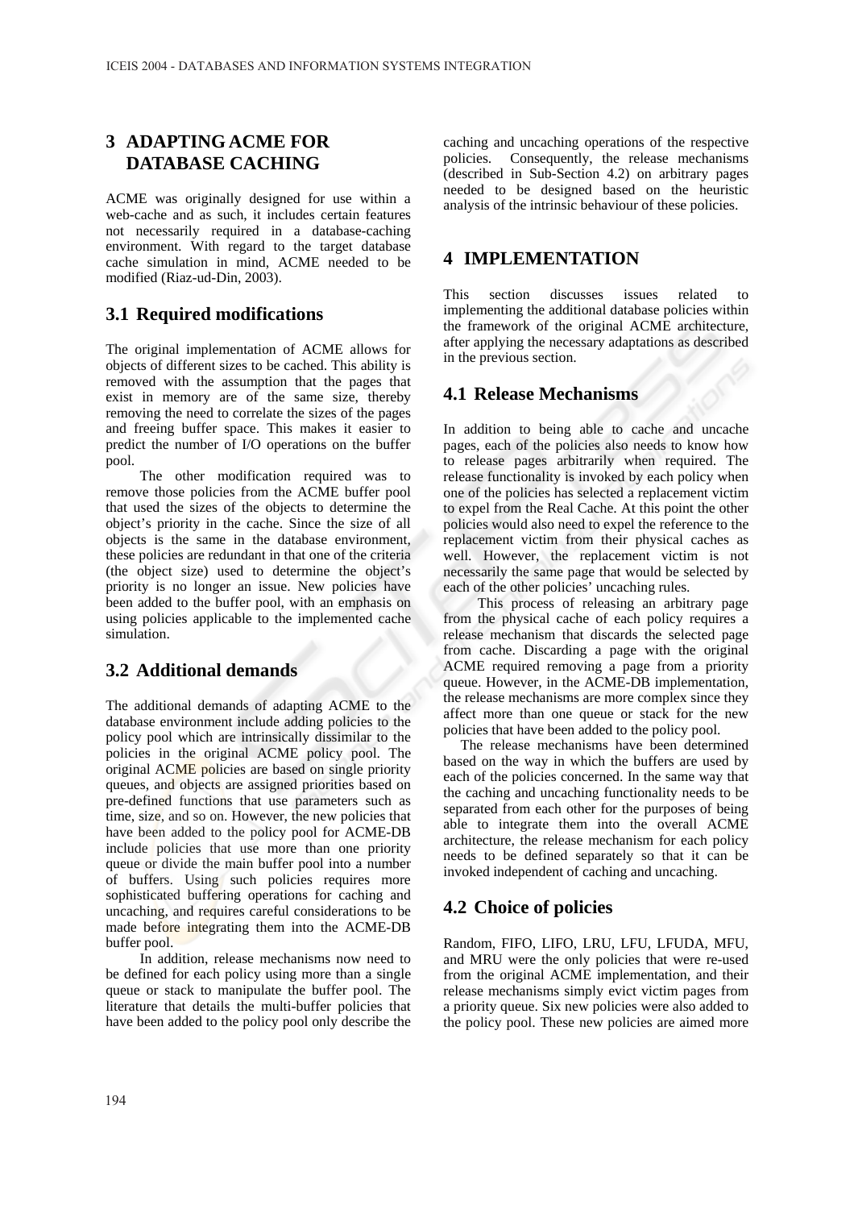## 3 ADAPTING ACME FOR DATABASE CACHING

ACME was originally designed for use within a web-cache and as such, it includes certain features not necessarily required in a database-caching environment. With regard to the target database cache simulation in mind, ACME needed to be modified (Riaz-ud-Din, 2003).

### 3.1 Required modifications

The original implementation of ACME allows for objects of different sizes to be cached. This ability is removed with the assumption that the pages that exist in memory are of the same size, thereby removing the need to correlate the sizes of the pages and freeing buffer space. This makes it easier to predict the number of I/O operations on the buffer pool.

The other modification required was to remove those policies from the ACME buffer pool that used the sizes of the objects to determine the object's priority in the cache. Since the size of all objects is the same in the database environment, these policies are redundant in that one of the criteria (the object size) used to determine the object's priority is no longer an issue. New policies have been added to the buffer pool, with an emphasis on using policies applicable to the implemented cache simulation.

### 3.2 Additional demands

The additional demands of adapting ACME to the database environment include adding policies to the policy pool which are intrinsically dissimilar to the policies in the original ACME policy pool. The original ACME policies are based on single priority queues, and objects are assigned priorities based on pre-defined functions that use parameters such as time, size, and so on. However, the new policies that have been added to the policy pool for ACME-DB include policies that use more than one priority queue or divide the main buffer pool into a number of buffers. Using such policies requires more sophisticated buffering operations for caching and uncaching, and requires careful considerations to be made before integrating them into the ACME-DB buffer pool.

In addition, release mechanisms now need to be defined for each policy using more than a single queue or stack to manipulate the buffer pool. The literature that details the multi-buffer policies that have been added to the policy pool only describe the caching and uncaching operations of the respective policies. Consequently, the release mechanisms (described in Sub-Section 4.2) on arbitrary pages needed to be designed based on the heuristic analysis of the intrinsic behaviour of these policies.

## 4 IMPLEMENTATION

This section discusses issues related to implementing the additional database policies within the framework of the original ACME architecture, after applying the necessary adaptations as described in the previous section.

### 4.1 Release Mechanisms

In addition to being able to cache and uncache pages, each of the policies also needs to know how to release pages arbitrarily when required. The release functionality is invoked by each policy when one of the policies has selected a replacement victim to expel from the Real Cache. At this point the other policies would also need to expel the reference to the replacement victim from their physical caches as well. However, the replacement victim is not necessarily the same page that would be selected by each of the other policies' uncaching rules.

This process of releasing an arbitrary page from the physical cache of each policy requires a release mechanism that discards the selected page from cache. Discarding a page with the original ACME required removing a page from a priority queue. However, in the ACME-DB implementation, the release mechanisms are more complex since they affect more than one queue or stack for the new policies that have been added to the policy pool.

The release mechanisms have been determined based on the way in which the buffers are used by each of the policies concerned. In the same way that the caching and uncaching functionality needs to be separated from each other for the purposes of being able to integrate them into the overall ACME architecture, the release mechanism for each policy needs to be defined separately so that it can be invoked independent of caching and uncaching.

### 4.2 Choice of policies

Random, FIFO, LIFO, LRU, LFU, LFUDA, MFU, and MRU were the only policies that were re-used from the original ACME implementation, and their release mechanisms simply evict victim pages from a priority queue. Six new policies were also added to the policy pool. These new policies are aimed more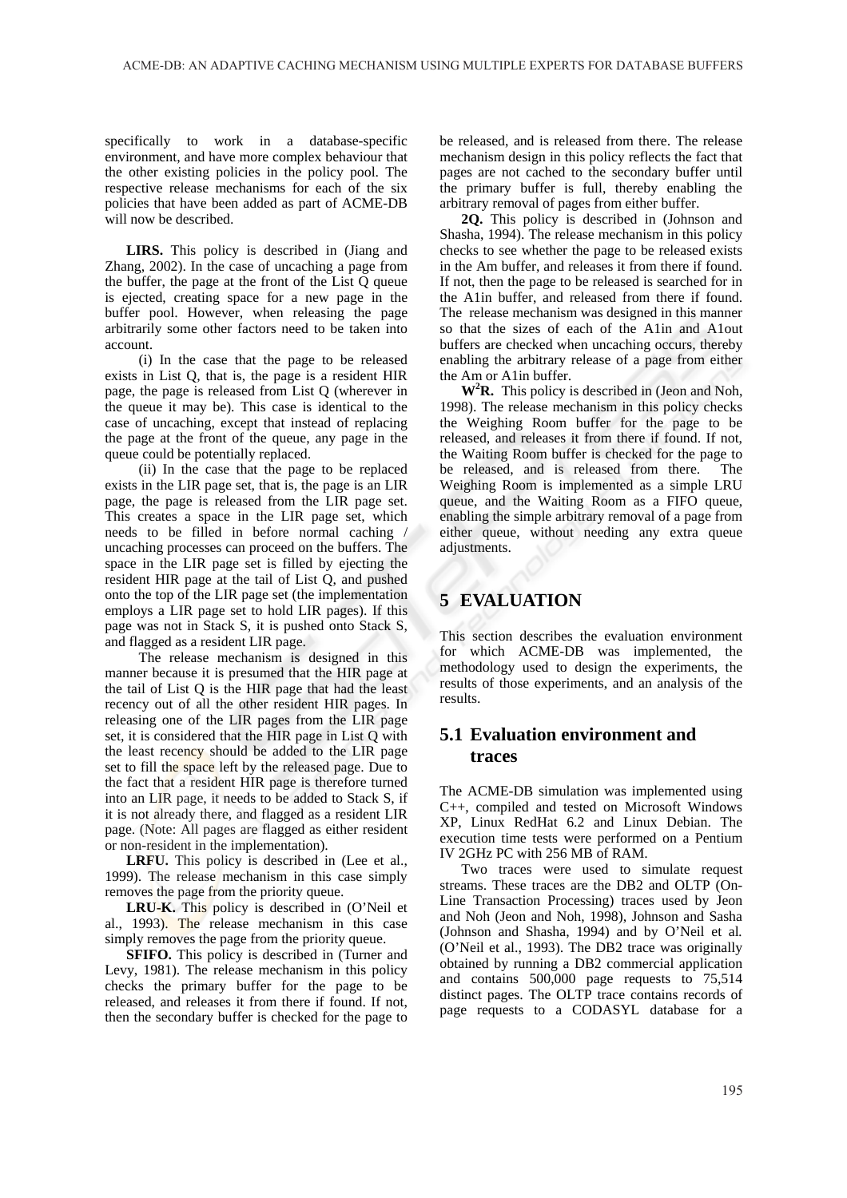specifically to work in a database-specific environment, and have more complex behaviour that the other existing policies in the policy pool. The respective release mechanisms for each of the six policies that have been added as part of ACME-DB will now be described.

**LIRS.** This policy is described in (Jiang and Zhang, 2002). In the case of uncaching a page from the buffer, the page at the front of the List Q queue is ejected, creating space for a new page in the buffer pool. However, when releasing the page arbitrarily some other factors need to be taken into account.

(i) In the case that the page to be released exists in List Q, that is, the page is a resident HIR page, the page is released from List Q (wherever in the queue it may be). This case is identical to the case of uncaching, except that instead of replacing the page at the front of the queue, any page in the queue could be potentially replaced.

(ii) In the case that the page to be replaced exists in the LIR page set, that is, the page is an LIR page, the page is released from the LIR page set. This creates a space in the LIR page set, which needs to be filled in before normal caching / uncaching processes can proceed on the buffers. The space in the LIR page set is filled by ejecting the resident HIR page at the tail of List Q, and pushed onto the top of the LIR page set (the implementation employs a LIR page set to hold LIR pages). If this page was not in Stack S, it is pushed onto Stack S, and flagged as a resident LIR page.

The release mechanism is designed in this manner because it is presumed that the HIR page at the tail of List Q is the HIR page that had the least recency out of all the other resident HIR pages. In releasing one of the LIR pages from the LIR page set, it is considered that the HIR page in List Q with the least recency should be added to the LIR page set to fill the space left by the released page. Due to the fact that a resident HIR page is therefore turned into an LIR page, it needs to be added to Stack S, if it is not already there, and flagged as a resident LIR page. (Note: All pages are flagged as either resident or non-resident in the implementation).

**LRFU.** This policy is described in (Lee et al., 1999). The release mechanism in this case simply removes the page from the priority queue.

**LRU-K.** This policy is described in (O'Neil et al., 1993). The release mechanism in this case simply removes the page from the priority queue.

**SFIFO.** This policy is described in (Turner and Levy, 1981). The release mechanism in this policy checks the primary buffer for the page to be released, and releases it from there if found. If not, then the secondary buffer is checked for the page to be released, and is released from there. The release mechanism design in this policy reflects the fact that pages are not cached to the secondary buffer until the primary buffer is full, thereby enabling the arbitrary removal of pages from either buffer.

**2Q.** This policy is described in (Johnson and Shasha, 1994). The release mechanism in this policy checks to see whether the page to be released exists in the Am buffer, and releases it from there if found. If not, then the page to be released is searched for in the A1in buffer, and released from there if found. The release mechanism was designed in this manner so that the sizes of each of the A1in and A1out buffers are checked when uncaching occurs, thereby enabling the arbitrary release of a page from either the Am or A1in buffer.

**W$^2$R.** This policy is described in (Jeon and Noh, 1998). The release mechanism in this policy checks the Weighing Room buffer for the page to be released, and releases it from there if found. If not, the Waiting Room buffer is checked for the page to be released, and is released from there. The Weighing Room is implemented as a simple LRU queue, and the Waiting Room as a FIFO queue, enabling the simple arbitrary removal of a page from either queue, without needing any extra queue adjustments.

## 5 EVALUATION

This section describes the evaluation environment for which ACME-DB was implemented, the methodology used to design the experiments, the results of those experiments, and an analysis of the results.

### 5.1 Evaluation environment and traces

The ACME-DB simulation was implemented using C++, compiled and tested on Microsoft Windows XP, Linux RedHat 6.2 and Linux Debian. The execution time tests were performed on a Pentium IV 2GHz PC with 256 MB of RAM.

Two traces were used to simulate request streams. These traces are the DB2 and OLTP (On-Line Transaction Processing) traces used by Jeon and Noh (Jeon and Noh, 1998), Johnson and Sasha (Johnson and Shasha, 1994) and by O'Neil et al. (O'Neil et al., 1993). The DB2 trace was originally obtained by running a DB2 commercial application and contains 500,000 page requests to 75,514 distinct pages. The OLTP trace contains records of page requests to a CODASYL database for a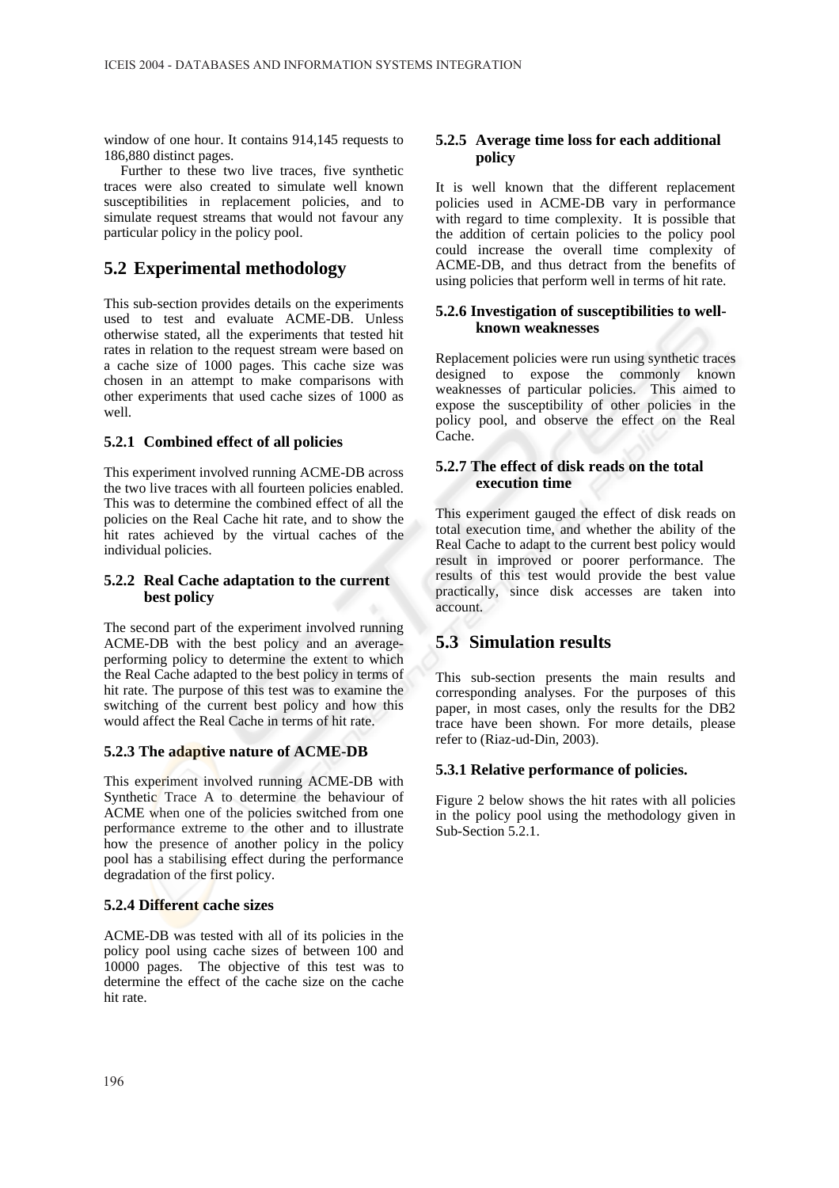window of one hour. It contains 914,145 requests to 186,880 distinct pages.

Further to these two live traces, five synthetic traces were also created to simulate well known susceptibilities in replacement policies, and to simulate request streams that would not favour any particular policy in the policy pool.

## 5.2 Experimental methodology

This sub-section provides details on the experiments used to test and evaluate ACME-DB. Unless otherwise stated, all the experiments that tested hit rates in relation to the request stream were based on a cache size of 1000 pages. This cache size was chosen in an attempt to make comparisons with other experiments that used cache sizes of 1000 as well.

### 5.2.1 Combined effect of all policies

This experiment involved running ACME-DB across the two live traces with all fourteen policies enabled. This was to determine the combined effect of all the policies on the Real Cache hit rate, and to show the hit rates achieved by the virtual caches of the individual policies.

### 5.2.2 Real Cache adaptation to the current best policy

The second part of the experiment involved running ACME-DB with the best policy and an average-performing policy to determine the extent to which the Real Cache adapted to the best policy in terms of hit rate. The purpose of this test was to examine the switching of the current best policy and how this would affect the Real Cache in terms of hit rate.

### 5.2.3 The adaptive nature of ACME-DB

This experiment involved running ACME-DB with Synthetic Trace A to determine the behaviour of ACME when one of the policies switched from one performance extreme to the other and to illustrate how the presence of another policy in the policy pool has a stabilising effect during the performance degradation of the first policy.

### 5.2.4 Different cache sizes

ACME-DB was tested with all of its policies in the policy pool using cache sizes of between 100 and 10000 pages. The objective of this test was to determine the effect of the cache size on the cache hit rate.

### 5.2.5 Average time loss for each additional policy

It is well known that the different replacement policies used in ACME-DB vary in performance with regard to time complexity. It is possible that the addition of certain policies to the policy pool could increase the overall time complexity of ACME-DB, and thus detract from the benefits of using policies that perform well in terms of hit rate.

### 5.2.6 Investigation of susceptibilities to well-known weaknesses

Replacement policies were run using synthetic traces designed to expose the commonly known weaknesses of particular policies. This aimed to expose the susceptibility of other policies in the policy pool, and observe the effect on the Real Cache.

### 5.2.7 The effect of disk reads on the total execution time

This experiment gauged the effect of disk reads on total execution time, and whether the ability of the Real Cache to adapt to the current best policy would result in improved or poorer performance. The results of this test would provide the best value practically, since disk accesses are taken into account.

## 5.3 Simulation results

This sub-section presents the main results and corresponding analyses. For the purposes of this paper, in most cases, only the results for the DB2 trace have been shown. For more details, please refer to (Riaz-ud-Din, 2003).

### 5.3.1 Relative performance of policies.

Figure 2 below shows the hit rates with all policies in the policy pool using the methodology given in Sub-Section 5.2.1.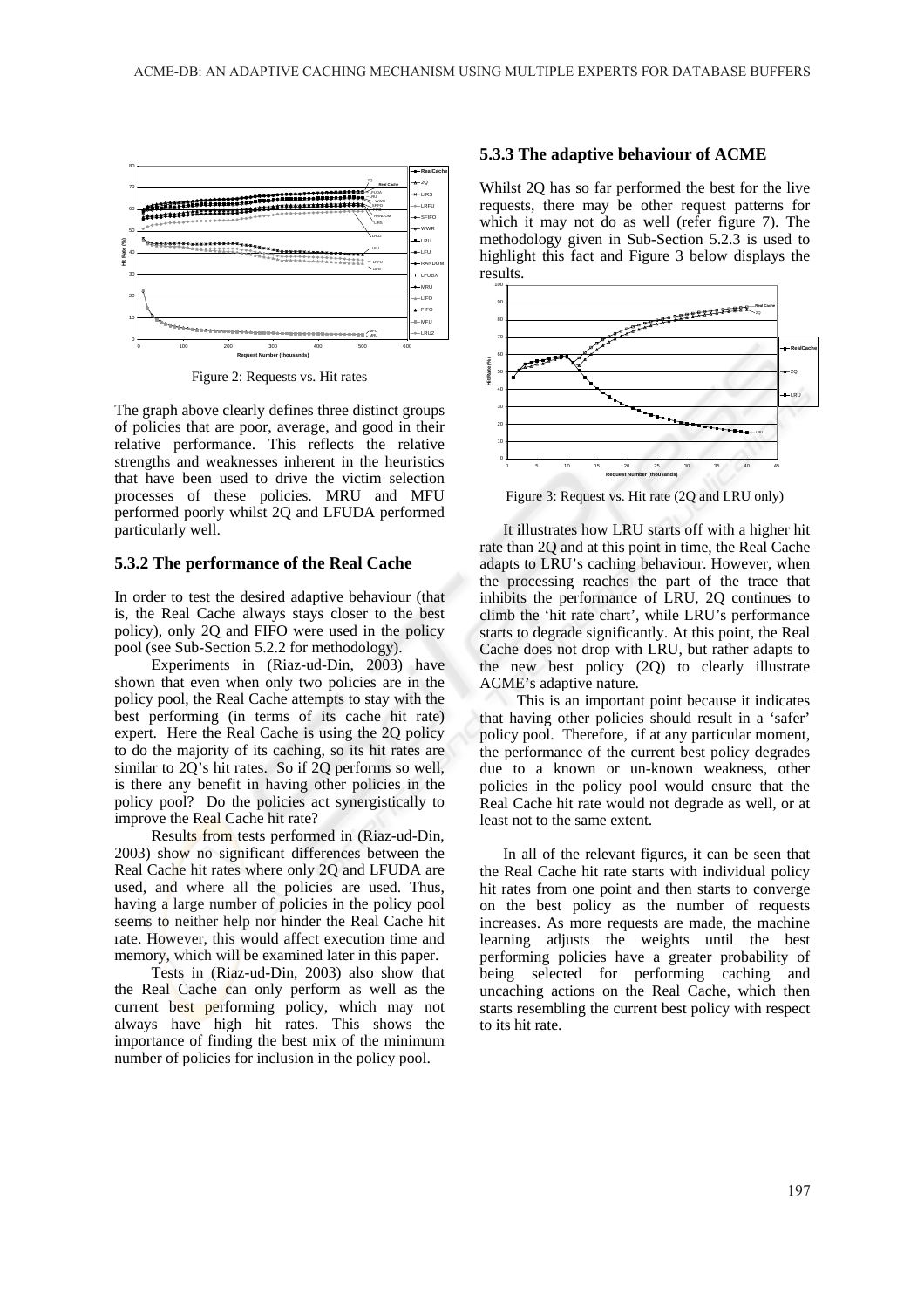Figure 2: Requests vs. Hit rates

The graph above clearly defines three distinct groups of policies that are poor, average, and good in their relative performance. This reflects the relative strengths and weaknesses inherent in the heuristics that have been used to drive the victim selection processes of these policies. MRU and MFU performed poorly whilst 2Q and LFUDA performed particularly well.

### 5.3.2 The performance of the Real Cache

In order to test the desired adaptive behaviour (that is, the Real Cache always stays closer to the best policy), only 2Q and FIFO were used in the policy pool (see Sub-Section 5.2.2 for methodology).

Experiments in (Riaz-ud-Din, 2003) have shown that even when only two policies are in the policy pool, the Real Cache attempts to stay with the best performing (in terms of its cache hit rate) expert. Here the Real Cache is using the 2Q policy to do the majority of its caching, so its hit rates are similar to 2Q's hit rates. So if 2Q performs so well, is there any benefit in having other policies in the policy pool? Do the policies act synergistically to improve the Real Cache hit rate?

Results from tests performed in (Riaz-ud-Din, 2003) show no significant differences between the Real Cache hit rates where only 2Q and LFUDA are used, and where all the policies are used. Thus, having a large number of policies in the policy pool seems to neither help nor hinder the Real Cache hit rate. However, this would affect execution time and memory, which will be examined later in this paper.

Tests in (Riaz-ud-Din, 2003) also show that the Real Cache can only perform as well as the current best performing policy, which may not always have high hit rates. This shows the importance of finding the best mix of the minimum number of policies for inclusion in the policy pool.

### 5.3.3 The adaptive behaviour of ACME

Whilst 2Q has so far performed the best for the live requests, there may be other request patterns for which it may not do as well (refer figure 7). The methodology given in Sub-Section 5.2.3 is used to highlight this fact and Figure 3 below displays the results.

Figure 3: Request vs. Hit rate (2Q and LRU only)

It illustrates how LRU starts off with a higher hit rate than 2Q and at this point in time, the Real Cache adapts to LRU's caching behaviour. However, when the processing reaches the part of the trace that inhibits the performance of LRU, 2Q continues to climb the 'hit rate chart', while LRU's performance starts to degrade significantly. At this point, the Real Cache does not drop with LRU, but rather adapts to the new best policy (2Q) to clearly illustrate ACME's adaptive nature.

This is an important point because it indicates that having other policies should result in a 'safer' policy pool. Therefore, if at any particular moment, the performance of the current best policy degrades due to a known or un-known weakness, other policies in the policy pool would ensure that the Real Cache hit rate would not degrade as well, or at least not to the same extent.

In all of the relevant figures, it can be seen that the Real Cache hit rate starts with individual policy hit rates from one point and then starts to converge on the best policy as the number of requests increases. As more requests are made, the machine learning adjusts the weights until the best performing policies have a greater probability of being selected for performing caching and uncaching actions on the Real Cache, which then starts resembling the current best policy with respect to its hit rate.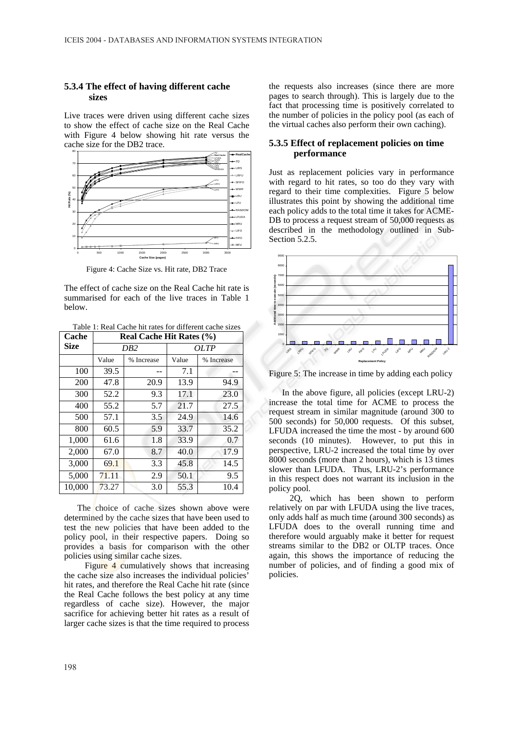### 5.3.4 The effect of having different cache sizes

Live traces were driven using different cache sizes to show the effect of cache size on the Real Cache with Figure 4 below showing hit rate versus the cache size for the DB2 trace.

Figure 4: Cache Size vs. Hit rate, DB2 Trace

The effect of cache size on the Real Cache hit rate is summarised for each of the live traces in Table 1 below.

Table 1: Real Cache hit rates for different cache sizes

| Cache Size | Real Cache Hit Rates (%) | | | |
|---|---|---|---|---|
| | *DB2* | | *OLTP* | |
| | Value | % Increase | Value | % Increase |
| 100 | 39.5 | -- | 7.1 | -- |
| 200 | 47.8 | 20.9 | 13.9 | 94.9 |
| 300 | 52.2 | 9.3 | 17.1 | 23.0 |
| 400 | 55.2 | 5.7 | 21.7 | 27.5 |
| 500 | 57.1 | 3.5 | 24.9 | 14.6 |
| 800 | 60.5 | 5.9 | 33.7 | 35.2 |
| 1,000 | 61.6 | 1.8 | 33.9 | 0.7 |
| 2,000 | 67.0 | 8.7 | 40.0 | 17.9 |
| 3,000 | 69.1 | 3.3 | 45.8 | 14.5 |
| 5,000 | 71.11 | 2.9 | 50.1 | 9.5 |
| 10,000 | 73.27 | 3.0 | 55.3 | 10.4 |

The choice of cache sizes shown above were determined by the cache sizes that have been used to test the new policies that have been added to the policy pool, in their respective papers. Doing so provides a basis for comparison with the other policies using similar cache sizes.

Figure 4 cumulatively shows that increasing the cache size also increases the individual policies' hit rates, and therefore the Real Cache hit rate (since the Real Cache follows the best policy at any time regardless of cache size). However, the major sacrifice for achieving better hit rates as a result of larger cache sizes is that the time required to process the requests also increases (since there are more pages to search through). This is largely due to the fact that processing time is positively correlated to the number of policies in the policy pool (as each of the virtual caches also perform their own caching).

### 5.3.5 Effect of replacement policies on time performance

Just as replacement policies vary in performance with regard to hit rates, so too do they vary with regard to their time complexities. Figure 5 below illustrates this point by showing the additional time each policy adds to the total time it takes for ACME-DB to process a request stream of 50,000 requests as described in the methodology outlined in Sub-Section 5.2.5.

Figure 5: The increase in time by adding each policy

In the above figure, all policies (except LRU-2) increase the total time for ACME to process the request stream in similar magnitude (around 300 to 500 seconds) for 50,000 requests. Of this subset, LFUDA increased the time the most - by around 600 seconds (10 minutes). However, to put this in perspective, LRU-2 increased the total time by over 8000 seconds (more than 2 hours), which is 13 times slower than LFUDA. Thus, LRU-2's performance in this respect does not warrant its inclusion in the policy pool.

2Q, which has been shown to perform relatively on par with LFUDA using the live traces, only adds half as much time (around 300 seconds) as LFUDA does to the overall running time and therefore would arguably make it better for request streams similar to the DB2 or OLTP traces. Once again, this shows the importance of reducing the number of policies, and of finding a good mix of policies.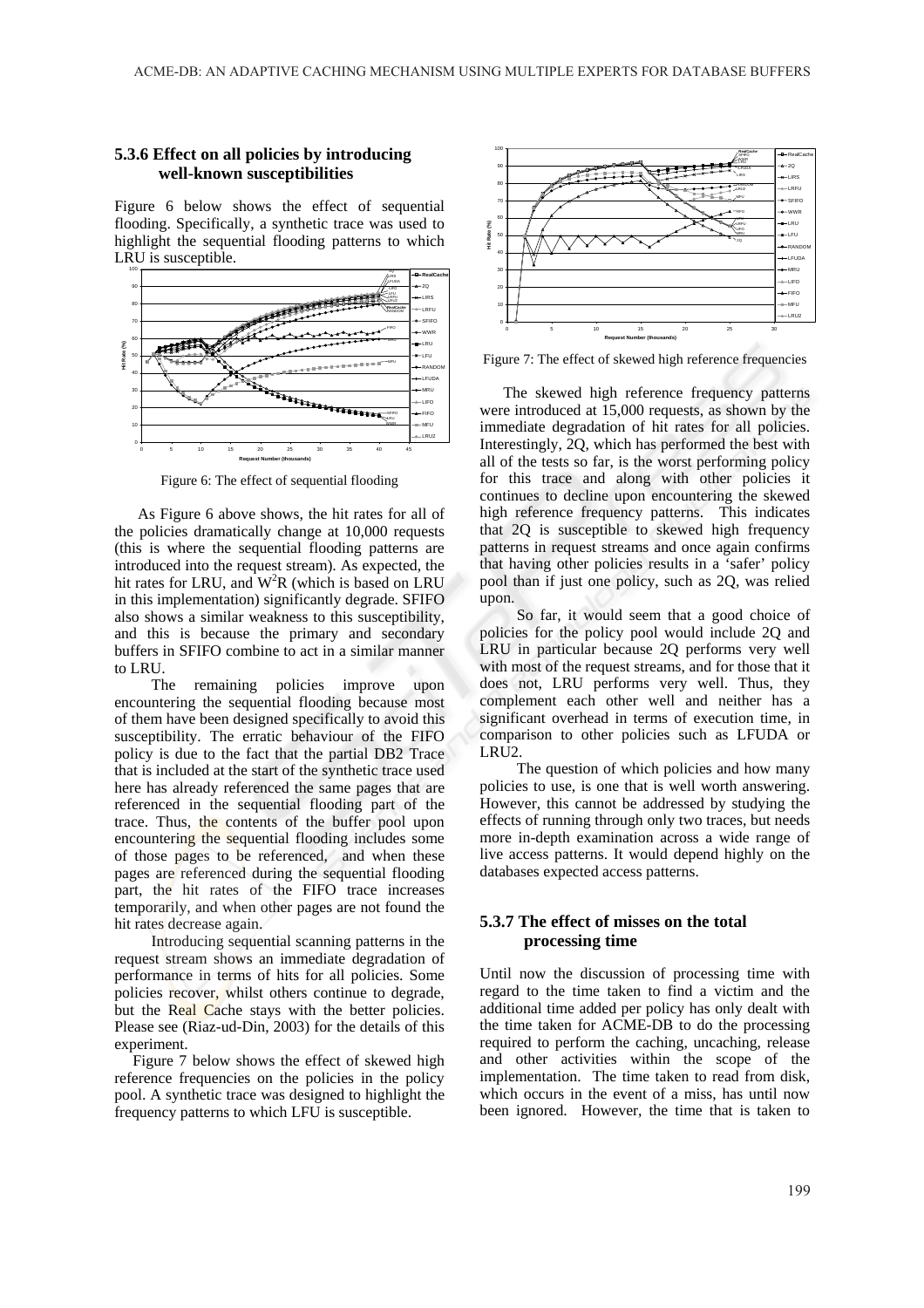### 5.3.6 Effect on all policies by introducing well-known susceptibilities

Figure 6 below shows the effect of sequential flooding. Specifically, a synthetic trace was used to highlight the sequential flooding patterns to which LRU is susceptible.

Figure 6: The effect of sequential flooding

As Figure 6 above shows, the hit rates for all of the policies dramatically change at 10,000 requests (this is where the sequential flooding patterns are introduced into the request stream). As expected, the hit rates for LRU, and $W^2R$ (which is based on LRU in this implementation) significantly degrade. SFIFO also shows a similar weakness to this susceptibility, and this is because the primary and secondary buffers in SFIFO combine to act in a similar manner to LRU.

The remaining policies improve upon encountering the sequential flooding because most of them have been designed specifically to avoid this susceptibility. The erratic behaviour of the FIFO policy is due to the fact that the partial DB2 Trace that is included at the start of the synthetic trace used here has already referenced the same pages that are referenced in the sequential flooding part of the trace. Thus, the contents of the buffer pool upon encountering the sequential flooding includes some of those pages to be referenced, and when these pages are referenced during the sequential flooding part, the hit rates of the FIFO trace increases temporarily, and when other pages are not found the hit rates decrease again.

Introducing sequential scanning patterns in the request stream shows an immediate degradation of performance in terms of hits for all policies. Some policies recover, whilst others continue to degrade, but the Real Cache stays with the better policies. Please see (Riaz-ud-Din, 2003) for the details of this experiment.

Figure 7 below shows the effect of skewed high reference frequencies on the policies in the policy pool. A synthetic trace was designed to highlight the frequency patterns to which LFU is susceptible.

Figure 7: The effect of skewed high reference frequencies

The skewed high reference frequency patterns were introduced at 15,000 requests, as shown by the immediate degradation of hit rates for all policies. Interestingly, 2Q, which has performed the best with all of the tests so far, is the worst performing policy for this trace and along with other policies it continues to decline upon encountering the skewed high reference frequency patterns. This indicates that 2Q is susceptible to skewed high frequency patterns in request streams and once again confirms that having other policies results in a 'safer' policy pool than if just one policy, such as 2Q, was relied upon.

So far, it would seem that a good choice of policies for the policy pool would include 2Q and LRU in particular because 2Q performs very well with most of the request streams, and for those that it does not, LRU performs very well. Thus, they complement each other well and neither has a significant overhead in terms of execution time, in comparison to other policies such as LFUDA or LRU2.

The question of which policies and how many policies to use, is one that is well worth answering. However, this cannot be addressed by studying the effects of running through only two traces, but needs more in-depth examination across a wide range of live access patterns. It would depend highly on the databases expected access patterns.

### 5.3.7 The effect of misses on the total processing time

Until now the discussion of processing time with regard to the time taken to find a victim and the additional time added per policy has only dealt with the time taken for ACME-DB to do the processing required to perform the caching, uncaching, release and other activities within the scope of the implementation. The time taken to read from disk, which occurs in the event of a miss, has until now been ignored. However, the time that is taken to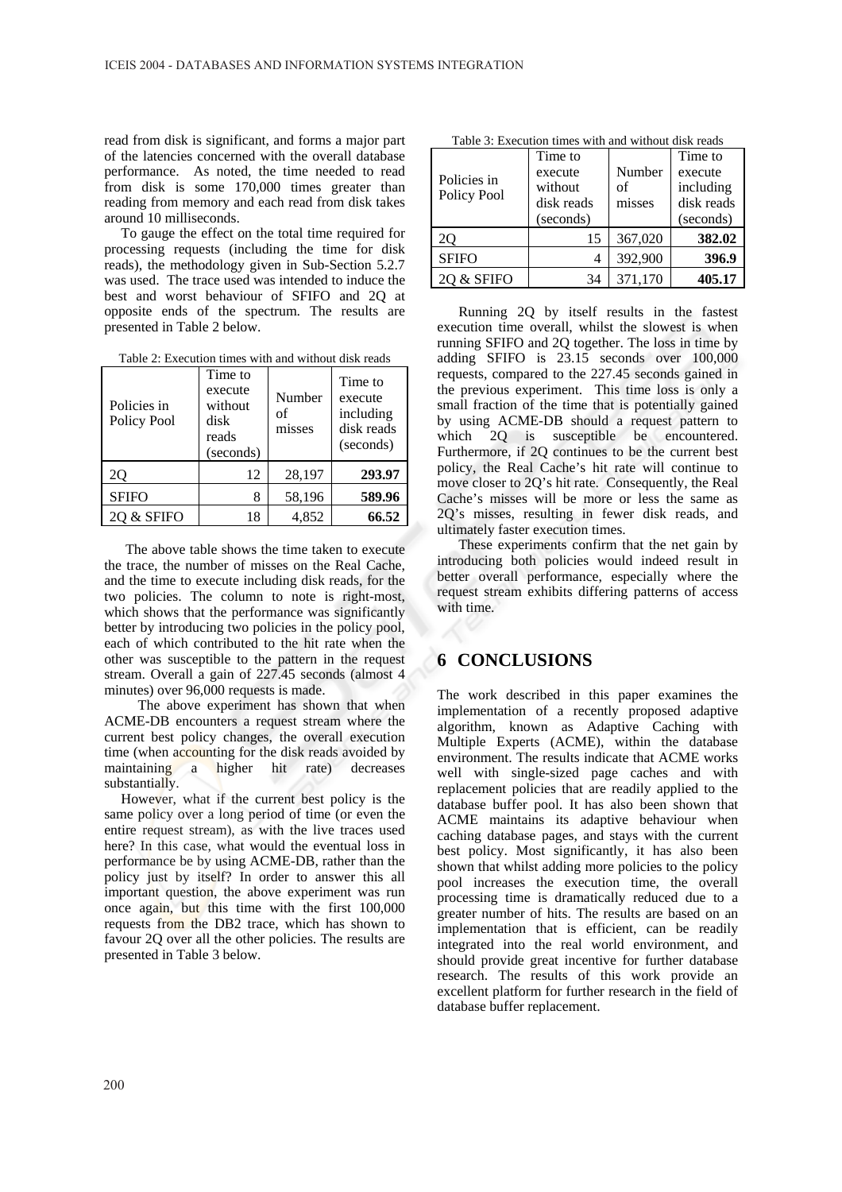read from disk is significant, and forms a major part of the latencies concerned with the overall database performance. As noted, the time needed to read from disk is some 170,000 times greater than reading from memory and each read from disk takes around 10 milliseconds.

To gauge the effect on the total time required for processing requests (including the time for disk reads), the methodology given in Sub-Section 5.2.7 was used. The trace used was intended to induce the best and worst behaviour of SFIFO and 2Q at opposite ends of the spectrum. The results are presented in Table 2 below.

Table 2: Execution times with and without disk reads

| Policies in Policy Pool | Time to execute without disk reads (seconds) | Number of misses | Time to execute including disk reads (seconds) |
|---|---|---|---|
| 2Q | 12 | 28,197 | **293.97** |
| SFIFO | 8 | 58,196 | **589.96** |
| 2Q & SFIFO | 18 | 4,852 | **66.52** |

The above table shows the time taken to execute the trace, the number of misses on the Real Cache, and the time to execute including disk reads, for the two policies. The column to note is right-most, which shows that the performance was significantly better by introducing two policies in the policy pool, each of which contributed to the hit rate when the other was susceptible to the pattern in the request stream. Overall a gain of 227.45 seconds (almost 4 minutes) over 96,000 requests is made.

The above experiment has shown that when ACME-DB encounters a request stream where the current best policy changes, the overall execution time (when accounting for the disk reads avoided by maintaining a higher hit rate) decreases substantially.

However, what if the current best policy is the same policy over a long period of time (or even the entire request stream), as with the live traces used here? In this case, what would the eventual loss in performance be by using ACME-DB, rather than the policy just by itself? In order to answer this all important question, the above experiment was run once again, but this time with the first 100,000 requests from the DB2 trace, which has shown to favour 2Q over all the other policies. The results are presented in Table 3 below.

Table 3: Execution times with and without disk reads

| Policies in Policy Pool | Time to execute without disk reads (seconds) | Number of misses | Time to execute including disk reads (seconds) |
|---|---|---|---|
| 2Q | 15 | 367,020 | **382.02** |
| SFIFO | 4 | 392,900 | **396.9** |
| 2Q & SFIFO | 34 | 371,170 | **405.17** |

Running 2Q by itself results in the fastest execution time overall, whilst the slowest is when running SFIFO and 2Q together. The loss in time by adding SFIFO is 23.15 seconds over 100,000 requests, compared to the 227.45 seconds gained in the previous experiment. This time loss is only a small fraction of the time that is potentially gained by using ACME-DB should a request pattern to which 2Q is susceptible be encountered. Furthermore, if 2Q continues to be the current best policy, the Real Cache's hit rate will continue to move closer to 2Q's hit rate. Consequently, the Real Cache's misses will be more or less the same as 2Q's misses, resulting in fewer disk reads, and ultimately faster execution times.

These experiments confirm that the net gain by introducing both policies would indeed result in better overall performance, especially where the request stream exhibits differing patterns of access with time.

## 6 CONCLUSIONS

The work described in this paper examines the implementation of a recently proposed adaptive algorithm, known as Adaptive Caching with Multiple Experts (ACME), within the database environment. The results indicate that ACME works well with single-sized page caches and with replacement policies that are readily applied to the database buffer pool. It has also been shown that ACME maintains its adaptive behaviour when caching database pages, and stays with the current best policy. Most significantly, it has also been shown that whilst adding more policies to the policy pool increases the execution time, the overall processing time is dramatically reduced due to a greater number of hits. The results are based on an implementation that is efficient, can be readily integrated into the real world environment, and should provide great incentive for further database research. The results of this work provide an excellent platform for further research in the field of database buffer replacement.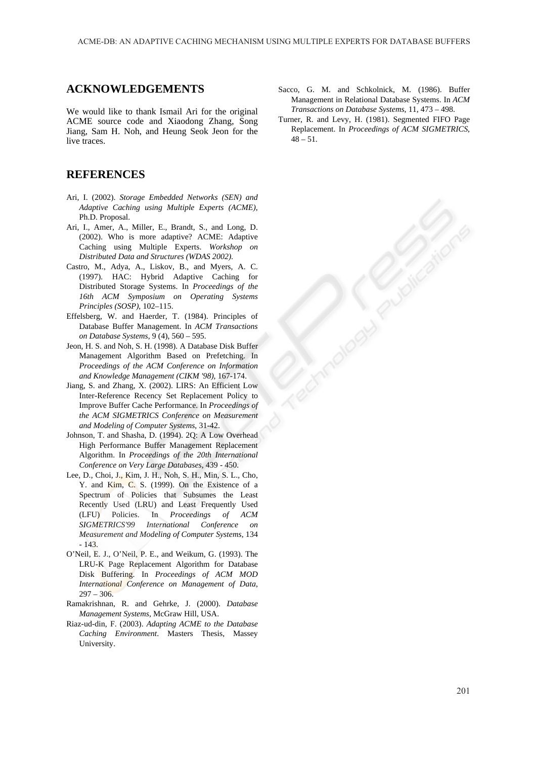## ACKNOWLEDGEMENTS

We would like to thank Ismail Ari for the original ACME source code and Xiaodong Zhang, Song Jiang, Sam H. Noh, and Heung Seok Jeon for the live traces.

## REFERENCES

Ari, I. (2002). *Storage Embedded Networks (SEN) and Adaptive Caching using Multiple Experts (ACME)*, Ph.D. Proposal.

Ari, I., Amer, A., Miller, E., Brandt, S., and Long, D. (2002). Who is more adaptive? ACME: Adaptive Caching using Multiple Experts. *Workshop on Distributed Data and Structures (WDAS 2002).*

Castro, M., Adya, A., Liskov, B., and Myers, A. C. (1997). HAC: Hybrid Adaptive Caching for Distributed Storage Systems. In *Proceedings of the 16th ACM Symposium on Operating Systems Principles (SOSP)*, 102–115.

Effelsberg, W. and Haerder, T. (1984). Principles of Database Buffer Management. In *ACM Transactions on Database Systems*, 9 (4), 560 – 595.

Jeon, H. S. and Noh, S. H. (1998). A Database Disk Buffer Management Algorithm Based on Prefetching. In *Proceedings of the ACM Conference on Information and Knowledge Management (CIKM '98)*, 167-174.

Jiang, S. and Zhang, X. (2002). LIRS: An Efficient Low Inter-Reference Recency Set Replacement Policy to Improve Buffer Cache Performance. In *Proceedings of the ACM SIGMETRICS Conference on Measurement and Modeling of Computer Systems*, 31-42.

Johnson, T. and Shasha, D. (1994). 2Q: A Low Overhead High Performance Buffer Management Replacement Algorithm. In *Proceedings of the 20th International Conference on Very Large Databases*, 439 - 450.

Lee, D., Choi, J., Kim, J. H., Noh, S. H., Min, S. L., Cho, Y. and Kim, C. S. (1999). On the Existence of a Spectrum of Policies that Subsumes the Least Recently Used (LRU) and Least Frequently Used (LFU) Policies. In *Proceedings of ACM SIGMETRICS'99 International Conference on Measurement and Modeling of Computer Systems*, 134 - 143.

O'Neil, E. J., O'Neil, P. E., and Weikum, G. (1993). The LRU-K Page Replacement Algorithm for Database Disk Buffering. In *Proceedings of ACM MOD International Conference on Management of Data*, 297 – 306.

Ramakrishnan, R. and Gehrke, J. (2000). *Database Management Systems*, McGraw Hill, USA.

Riaz-ud-din, F. (2003). *Adapting ACME to the Database Caching Environment*. Masters Thesis, Massey University.

Sacco, G. M. and Schkolnick, M. (1986). Buffer Management in Relational Database Systems. In *ACM Transactions on Database Systems*, 11, 473 – 498.

Turner, R. and Levy, H. (1981). Segmented FIFO Page Replacement. In *Proceedings of ACM SIGMETRICS*, 48 – 51.